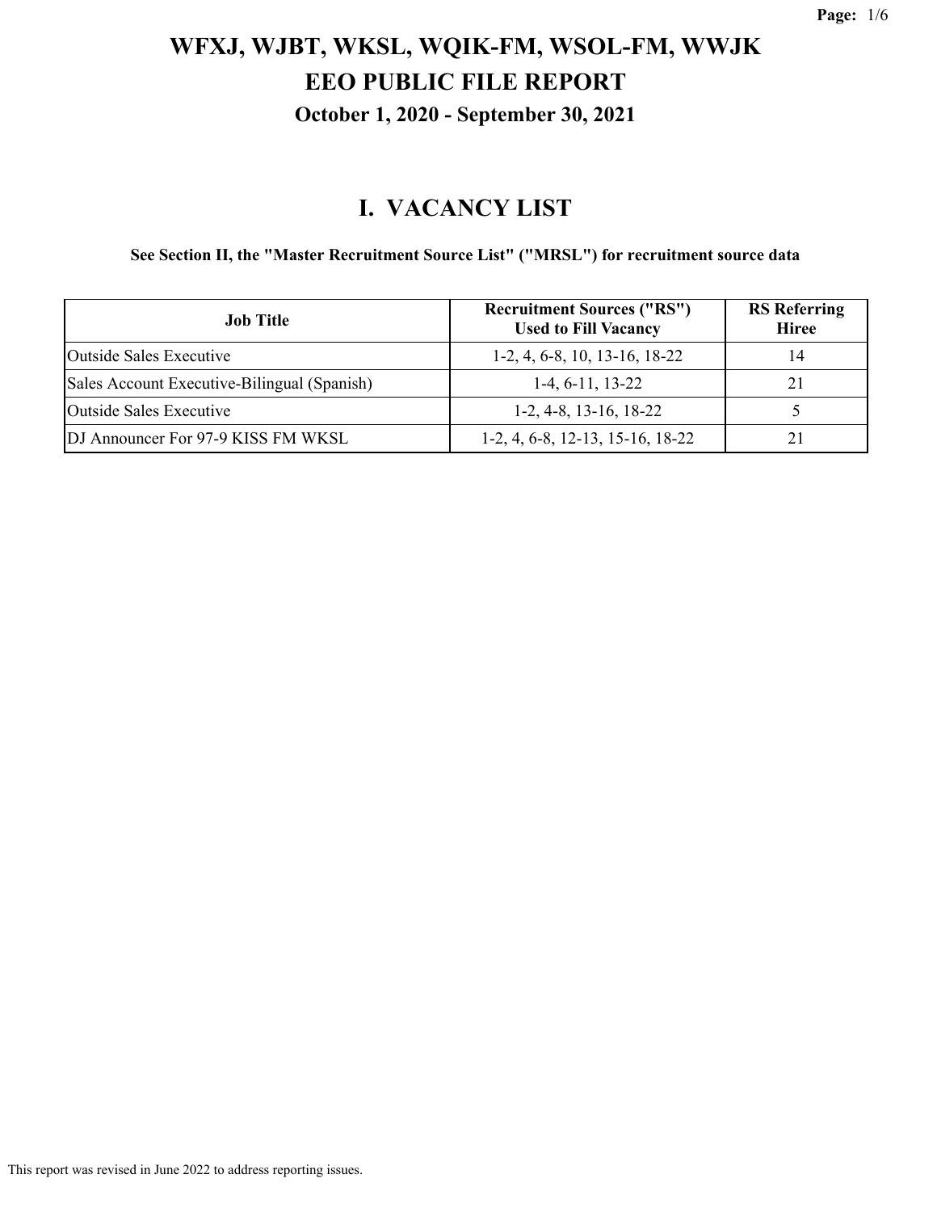# WFXJ, WJBT, WKSL, WQIK-FM, WSOL-FM, WWJK
# EEO PUBLIC FILE REPORT
## October 1, 2020 - September 30, 2021

## I. VACANCY LIST

**See Section II, the "Master Recruitment Source List" ("MRSL") for recruitment source data**

| Job Title | Recruitment Sources ("RS") Used to Fill Vacancy | RS Referring Hiree |
|---|---|---|
| Outside Sales Executive | 1-2, 4, 6-8, 10, 13-16, 18-22 | 14 |
| Sales Account Executive-Bilingual (Spanish) | 1-4, 6-11, 13-22 | 21 |
| Outside Sales Executive | 1-2, 4-8, 13-16, 18-22 | 5 |
| DJ Announcer For 97-9 KISS FM WKSL | 1-2, 4, 6-8, 12-13, 15-16, 18-22 | 21 |

This report was revised in June 2022 to address reporting issues.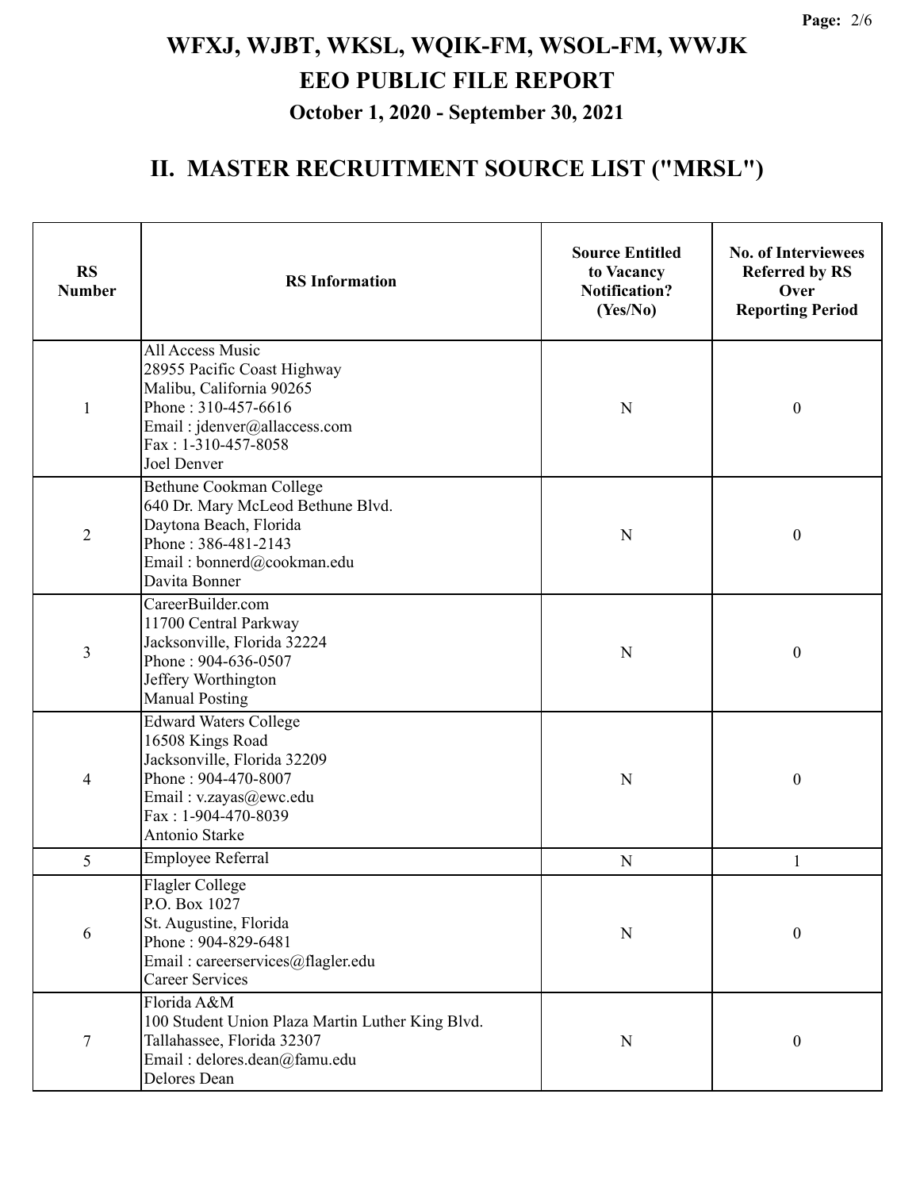# WFXJ, WJBT, WKSL, WQIK-FM, WSOL-FM, WWJK

## EEO PUBLIC FILE REPORT

### October 1, 2020 - September 30, 2021

## II. MASTER RECRUITMENT SOURCE LIST ("MRSL")

| RS Number | RS Information | Source Entitled to Vacancy Notification? (Yes/No) | No. of Interviewees Referred by RS Over Reporting Period |
|---|---|---|---|
| 1 | All Access Music<br>28955 Pacific Coast Highway<br>Malibu, California 90265<br>Phone : 310-457-6616<br>Email : jdenver@allaccess.com<br>Fax : 1-310-457-8058<br>Joel Denver | N | 0 |
| 2 | Bethune Cookman College<br>640 Dr. Mary McLeod Bethune Blvd.<br>Daytona Beach, Florida<br>Phone : 386-481-2143<br>Email : bonnerd@cookman.edu<br>Davita Bonner | N | 0 |
| 3 | CareerBuilder.com<br>11700 Central Parkway<br>Jacksonville, Florida 32224<br>Phone : 904-636-0507<br>Jeffery Worthington<br>Manual Posting | N | 0 |
| 4 | Edward Waters College<br>16508 Kings Road<br>Jacksonville, Florida 32209<br>Phone : 904-470-8007<br>Email : v.zayas@ewc.edu<br>Fax : 1-904-470-8039<br>Antonio Starke | N | 0 |
| 5 | Employee Referral | N | 1 |
| 6 | Flagler College<br>P.O. Box 1027<br>St. Augustine, Florida<br>Phone : 904-829-6481<br>Email : careerservices@flagler.edu<br>Career Services | N | 0 |
| 7 | Florida A&M<br>100 Student Union Plaza Martin Luther King Blvd.<br>Tallahassee, Florida 32307<br>Email : delores.dean@famu.edu<br>Delores Dean | N | 0 |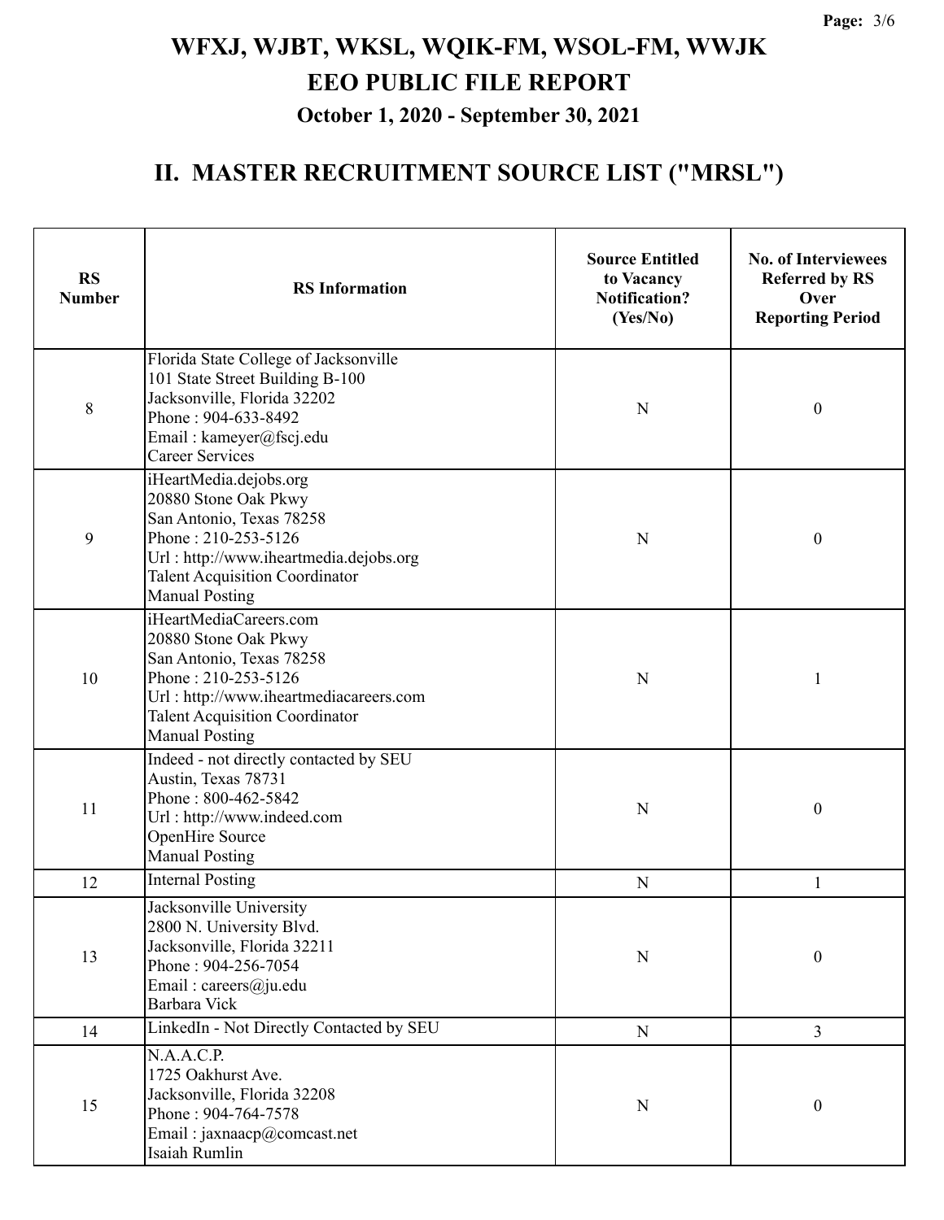# WFXJ, WJBT, WKSL, WQIK-FM, WSOL-FM, WWJK

# EEO PUBLIC FILE REPORT

## October 1, 2020 - September 30, 2021

## II. MASTER RECRUITMENT SOURCE LIST ("MRSL")

| RS Number | RS Information | Source Entitled to Vacancy Notification? (Yes/No) | No. of Interviewees Referred by RS Over Reporting Period |
|---|---|---|---|
| 8 | Florida State College of Jacksonville<br>101 State Street Building B-100<br>Jacksonville, Florida 32202<br>Phone : 904-633-8492<br>Email : kameyer@fscj.edu<br>Career Services | N | 0 |
| 9 | iHeartMedia.dejobs.org<br>20880 Stone Oak Pkwy<br>San Antonio, Texas 78258<br>Phone : 210-253-5126<br>Url : http://www.iheartmedia.dejobs.org<br>Talent Acquisition Coordinator<br>Manual Posting | N | 0 |
| 10 | iHeartMediaCareers.com<br>20880 Stone Oak Pkwy<br>San Antonio, Texas 78258<br>Phone : 210-253-5126<br>Url : http://www.iheartmediacareers.com<br>Talent Acquisition Coordinator<br>Manual Posting | N | 1 |
| 11 | Indeed - not directly contacted by SEU<br>Austin, Texas 78731<br>Phone : 800-462-5842<br>Url : http://www.indeed.com<br>OpenHire Source<br>Manual Posting | N | 0 |
| 12 | Internal Posting | N | 1 |
| 13 | Jacksonville University<br>2800 N. University Blvd.<br>Jacksonville, Florida 32211<br>Phone : 904-256-7054<br>Email : careers@ju.edu<br>Barbara Vick | N | 0 |
| 14 | LinkedIn - Not Directly Contacted by SEU | N | 3 |
| 15 | N.A.A.C.P.<br>1725 Oakhurst Ave.<br>Jacksonville, Florida 32208<br>Phone : 904-764-7578<br>Email : jaxnaacp@comcast.net<br>Isaiah Rumlin | N | 0 |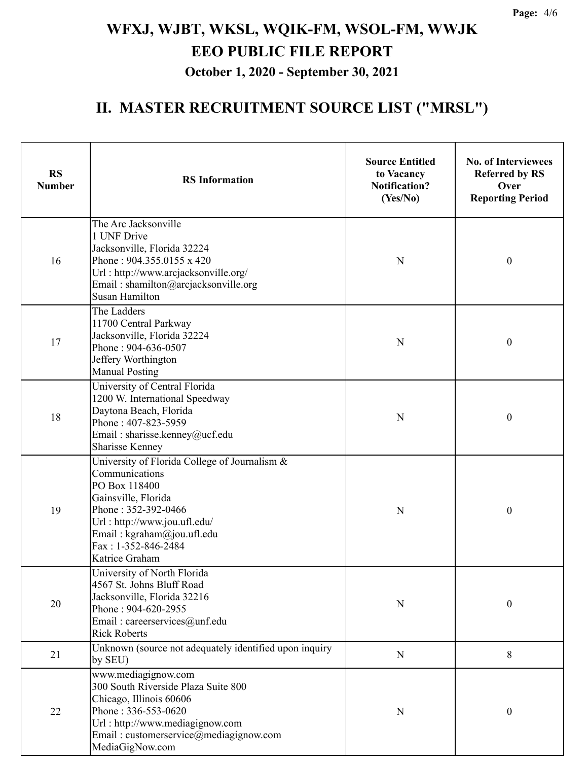# WFXJ, WJBT, WKSL, WQIK-FM, WSOL-FM, WWJK

## EEO PUBLIC FILE REPORT

### October 1, 2020 - September 30, 2021

## II. MASTER RECRUITMENT SOURCE LIST ("MRSL")

| RS Number | RS Information | Source Entitled to Vacancy Notification? (Yes/No) | No. of Interviewees Referred by RS Over Reporting Period |
|---|---|---|---|
| 16 | The Arc Jacksonville<br>1 UNF Drive<br>Jacksonville, Florida 32224<br>Phone : 904.355.0155 x 420<br>Url : http://www.arcjacksonville.org/<br>Email : shamilton@arcjacksonville.org<br>Susan Hamilton | N | 0 |
| 17 | The Ladders<br>11700 Central Parkway<br>Jacksonville, Florida 32224<br>Phone : 904-636-0507<br>Jeffery Worthington<br>Manual Posting | N | 0 |
| 18 | University of Central Florida<br>1200 W. International Speedway<br>Daytona Beach, Florida<br>Phone : 407-823-5959<br>Email : sharisse.kenney@ucf.edu<br>Sharisse Kenney | N | 0 |
| 19 | University of Florida College of Journalism & Communications<br>PO Box 118400<br>Gainsville, Florida<br>Phone : 352-392-0466<br>Url : http://www.jou.ufl.edu/<br>Email : kgraham@jou.ufl.edu<br>Fax : 1-352-846-2484<br>Katrice Graham | N | 0 |
| 20 | University of North Florida<br>4567 St. Johns Bluff Road<br>Jacksonville, Florida 32216<br>Phone : 904-620-2955<br>Email : careerservices@unf.edu<br>Rick Roberts | N | 0 |
| 21 | Unknown (source not adequately identified upon inquiry by SEU) | N | 8 |
| 22 | www.mediagignow.com<br>300 South Riverside Plaza Suite 800<br>Chicago, Illinois 60606<br>Phone : 336-553-0620<br>Url : http://www.mediagignow.com<br>Email : customerservice@mediagignow.com<br>MediaGigNow.com | N | 0 |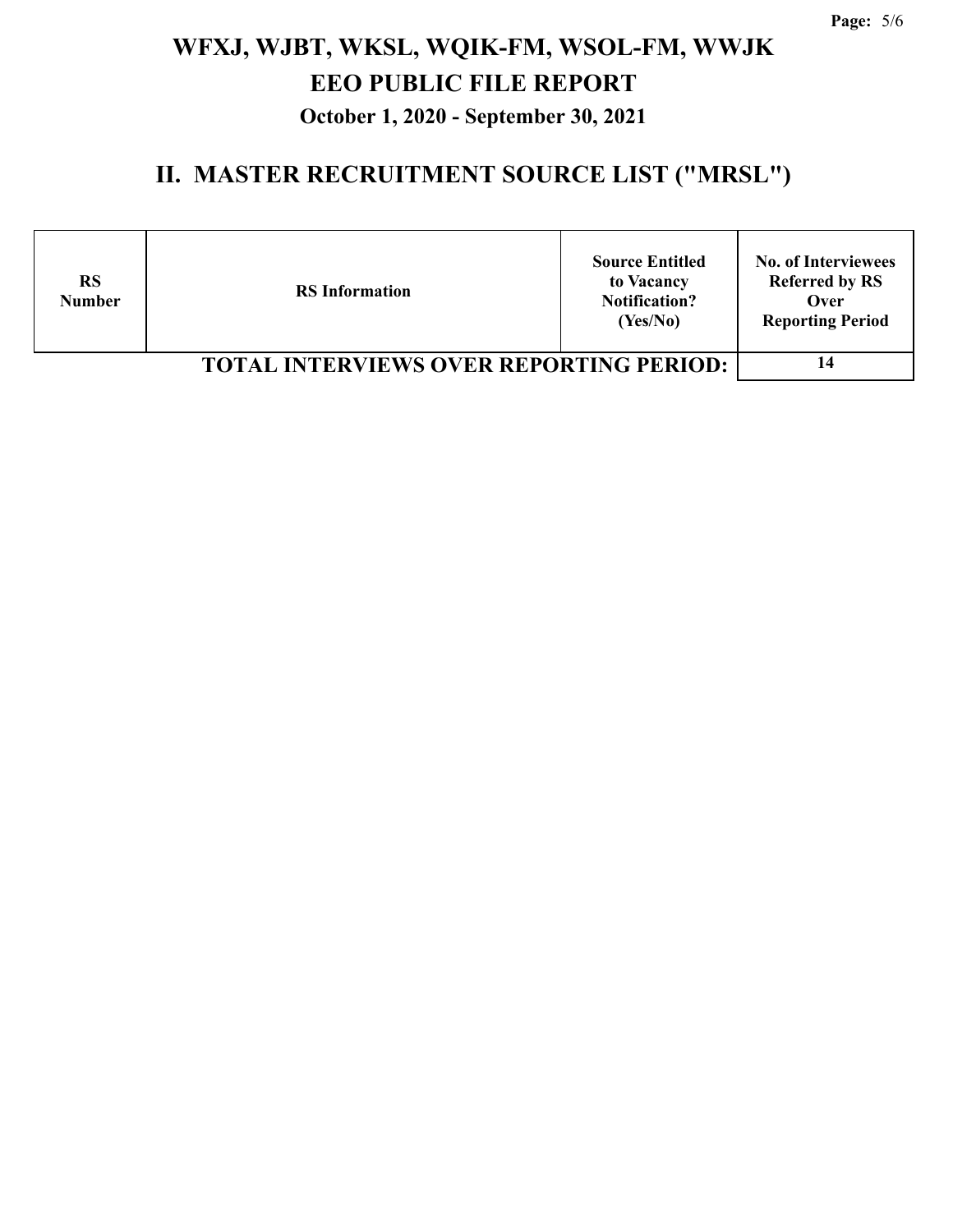# WFXJ, WJBT, WKSL, WQIK-FM, WSOL-FM, WWJK
# EEO PUBLIC FILE REPORT
### October 1, 2020 - September 30, 2021

## II. MASTER RECRUITMENT SOURCE LIST ("MRSL")

| RS Number | RS Information | Source Entitled to Vacancy Notification? (Yes/No) | No. of Interviewees Referred by RS Over Reporting Period |
|---|---|---|---|
| **TOTAL INTERVIEWS OVER REPORTING PERIOD:** | | | **14** |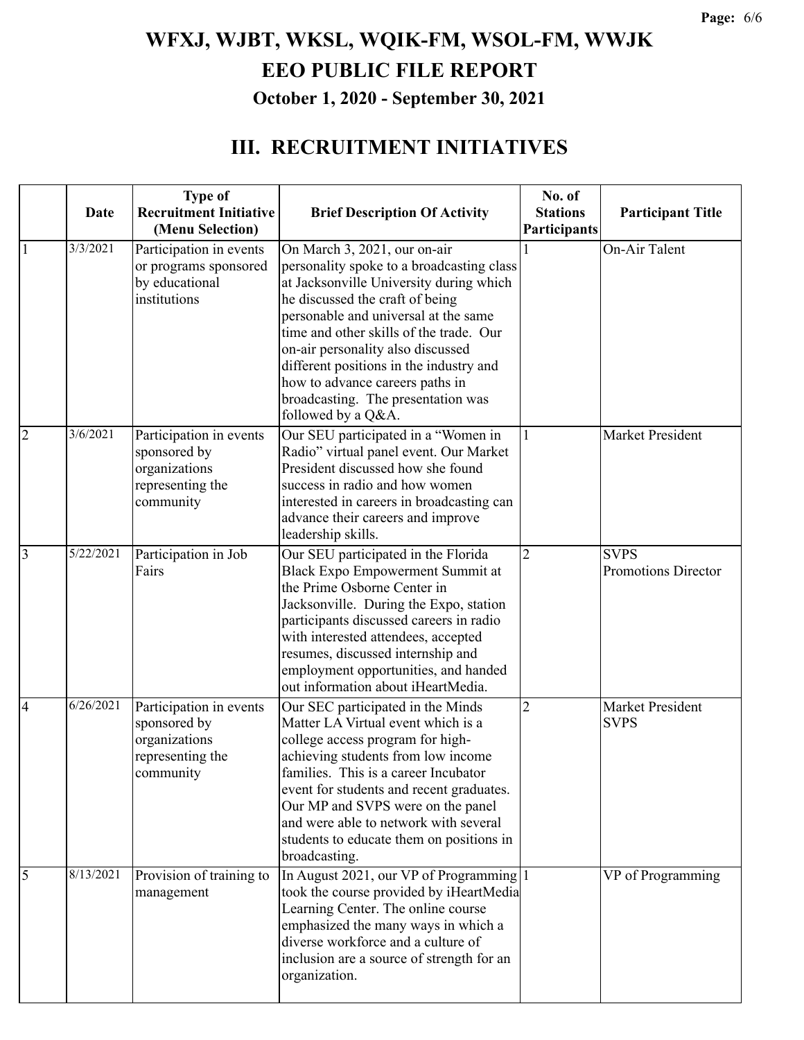# WFXJ, WJBT, WKSL, WQIK-FM, WSOL-FM, WWJK

# EEO PUBLIC FILE REPORT

### October 1, 2020 - September 30, 2021

## III. RECRUITMENT INITIATIVES

| | Date | Type of Recruitment Initiative (Menu Selection) | Brief Description Of Activity | No. of Stations Participants | Participant Title |
|---|---|---|---|---|---|
| 1 | 3/3/2021 | Participation in events or programs sponsored by educational institutions | On March 3, 2021, our on-air personality spoke to a broadcasting class at Jacksonville University during which he discussed the craft of being personable and universal at the same time and other skills of the trade. Our on-air personality also discussed different positions in the industry and how to advance careers paths in broadcasting. The presentation was followed by a Q&A. | 1 | On-Air Talent |
| 2 | 3/6/2021 | Participation in events sponsored by organizations representing the community | Our SEU participated in a "Women in Radio" virtual panel event. Our Market President discussed how she found success in radio and how women interested in careers in broadcasting can advance their careers and improve leadership skills. | 1 | Market President |
| 3 | 5/22/2021 | Participation in Job Fairs | Our SEU participated in the Florida Black Expo Empowerment Summit at the Prime Osborne Center in Jacksonville. During the Expo, station participants discussed careers in radio with interested attendees, accepted resumes, discussed internship and employment opportunities, and handed out information about iHeartMedia. | 2 | SVPS<br>Promotions Director |
| 4 | 6/26/2021 | Participation in events sponsored by organizations representing the community | Our SEC participated in the Minds Matter LA Virtual event which is a college access program for high-achieving students from low income families. This is a career Incubator event for students and recent graduates. Our MP and SVPS were on the panel and were able to network with several students to educate them on positions in broadcasting. | 2 | Market President<br>SVPS |
| 5 | 8/13/2021 | Provision of training to management | In August 2021, our VP of Programming took the course provided by iHeartMedia Learning Center. The online course emphasized the many ways in which a diverse workforce and a culture of inclusion are a source of strength for an organization. | 1 | VP of Programming |